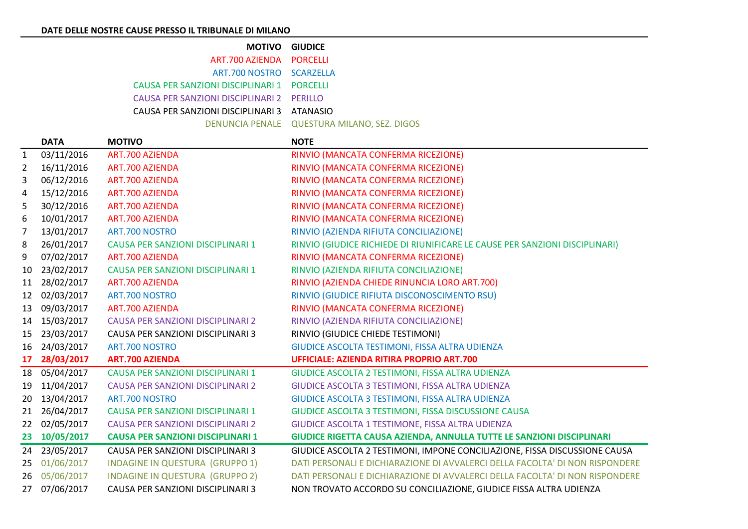**DATE DELLE NOSTRE CAUSE PRESSO IL TRIBUNALE DI MILANO**

| MOTIVO | GIUDICE |
|---|---|
| ART.700 AZIENDA | PORCELLI |
| ART.700 NOSTRO | SCARZELLA |
| CAUSA PER SANZIONI DISCIPLINARI 1 | PORCELLI |
| CAUSA PER SANZIONI DISCIPLINARI 2 | PERILLO |
| CAUSA PER SANZIONI DISCIPLINARI 3 | ATANASIO |
| DENUNCIA PENALE | QUESTURA MILANO, SEZ. DIGOS |

| | DATA | MOTIVO | NOTE |
|---|---|---|---|
| 1 | 03/11/2016 | ART.700 AZIENDA | RINVIO (MANCATA CONFERMA RICEZIONE) |
| 2 | 16/11/2016 | ART.700 AZIENDA | RINVIO (MANCATA CONFERMA RICEZIONE) |
| 3 | 06/12/2016 | ART.700 AZIENDA | RINVIO (MANCATA CONFERMA RICEZIONE) |
| 4 | 15/12/2016 | ART.700 AZIENDA | RINVIO (MANCATA CONFERMA RICEZIONE) |
| 5 | 30/12/2016 | ART.700 AZIENDA | RINVIO (MANCATA CONFERMA RICEZIONE) |
| 6 | 10/01/2017 | ART.700 AZIENDA | RINVIO (MANCATA CONFERMA RICEZIONE) |
| 7 | 13/01/2017 | ART.700 NOSTRO | RINVIO (AZIENDA RIFIUTA CONCILIAZIONE) |
| 8 | 26/01/2017 | CAUSA PER SANZIONI DISCIPLINARI 1 | RINVIO (GIUDICE RICHIEDE DI RIUNIFICARE LE CAUSE PER SANZIONI DISCIPLINARI) |
| 9 | 07/02/2017 | ART.700 AZIENDA | RINVIO (MANCATA CONFERMA RICEZIONE) |
| 10 | 23/02/2017 | CAUSA PER SANZIONI DISCIPLINARI 1 | RINVIO (AZIENDA RIFIUTA CONCILIAZIONE) |
| 11 | 28/02/2017 | ART.700 AZIENDA | RINVIO (AZIENDA CHIEDE RINUNCIA LORO ART.700) |
| 12 | 02/03/2017 | ART.700 NOSTRO | RINVIO (GIUDICE RIFIUTA DISCONOSCIMENTO RSU) |
| 13 | 09/03/2017 | ART.700 AZIENDA | RINVIO (MANCATA CONFERMA RICEZIONE) |
| 14 | 15/03/2017 | CAUSA PER SANZIONI DISCIPLINARI 2 | RINVIO (AZIENDA RIFIUTA CONCILIAZIONE) |
| 15 | 23/03/2017 | CAUSA PER SANZIONI DISCIPLINARI 3 | RINVIO (GIUDICE CHIEDE TESTIMONI) |
| 16 | 24/03/2017 | ART.700 NOSTRO | GIUDICE ASCOLTA TESTIMONI, FISSA ALTRA UDIENZA |
| **17** | **28/03/2017** | **ART.700 AZIENDA** | **UFFICIALE: AZIENDA RITIRA PROPRIO ART.700** |
| 18 | 05/04/2017 | CAUSA PER SANZIONI DISCIPLINARI 1 | GIUDICE ASCOLTA 2 TESTIMONI, FISSA ALTRA UDIENZA |
| 19 | 11/04/2017 | CAUSA PER SANZIONI DISCIPLINARI 2 | GIUDICE ASCOLTA 3 TESTIMONI, FISSA ALTRA UDIENZA |
| 20 | 13/04/2017 | ART.700 NOSTRO | GIUDICE ASCOLTA 3 TESTIMONI, FISSA ALTRA UDIENZA |
| 21 | 26/04/2017 | CAUSA PER SANZIONI DISCIPLINARI 1 | GIUDICE ASCOLTA 3 TESTIMONI, FISSA DISCUSSIONE CAUSA |
| 22 | 02/05/2017 | CAUSA PER SANZIONI DISCIPLINARI 2 | GIUDICE ASCOLTA 1 TESTIMONE, FISSA ALTRA UDIENZA |
| **23** | **10/05/2017** | **CAUSA PER SANZIONI DISCIPLINARI 1** | **GIUDICE RIGETTA CAUSA AZIENDA, ANNULLA TUTTE LE SANZIONI DISCIPLINARI** |
| 24 | 23/05/2017 | CAUSA PER SANZIONI DISCIPLINARI 3 | GIUDICE ASCOLTA 2 TESTIMONI, IMPONE CONCILIAZIONE, FISSA DISCUSSIONE CAUSA |
| 25 | 01/06/2017 | INDAGINE IN QUESTURA (GRUPPO 1) | DATI PERSONALI E DICHIARAZIONE DI AVVALERCI DELLA FACOLTA' DI NON RISPONDERE |
| 26 | 05/06/2017 | INDAGINE IN QUESTURA (GRUPPO 2) | DATI PERSONALI E DICHIARAZIONE DI AVVALERCI DELLA FACOLTA' DI NON RISPONDERE |
| 27 | 07/06/2017 | CAUSA PER SANZIONI DISCIPLINARI 3 | NON TROVATO ACCORDO SU CONCILIAZIONE, GIUDICE FISSA ALTRA UDIENZA |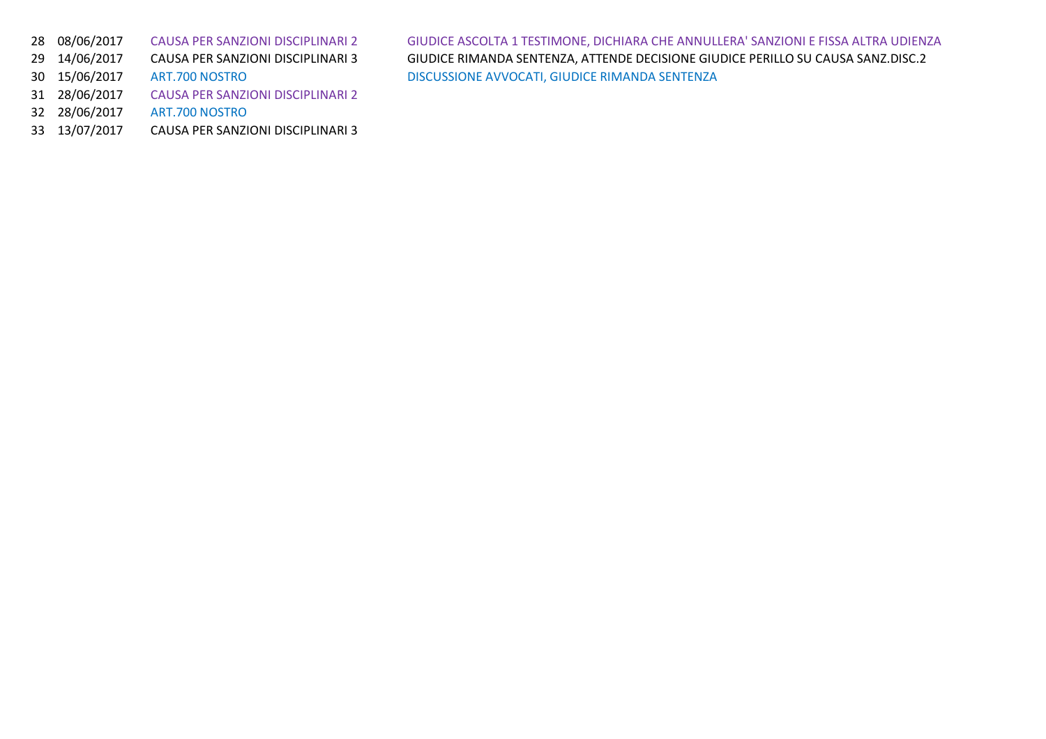| | | | |
|---|---|---|---|
| 28 | 08/06/2017 | CAUSA PER SANZIONI DISCIPLINARI 2 | GIUDICE ASCOLTA 1 TESTIMONE, DICHIARA CHE ANNULLERA' SANZIONI E FISSA ALTRA UDIENZA |
| 29 | 14/06/2017 | CAUSA PER SANZIONI DISCIPLINARI 3 | GIUDICE RIMANDA SENTENZA, ATTENDE DECISIONE GIUDICE PERILLO SU CAUSA SANZ.DISC.2 |
| 30 | 15/06/2017 | ART.700 NOSTRO | DISCUSSIONE AVVOCATI, GIUDICE RIMANDA SENTENZA |
| 31 | 28/06/2017 | CAUSA PER SANZIONI DISCIPLINARI 2 | |
| 32 | 28/06/2017 | ART.700 NOSTRO | |
| 33 | 13/07/2017 | CAUSA PER SANZIONI DISCIPLINARI 3 | |